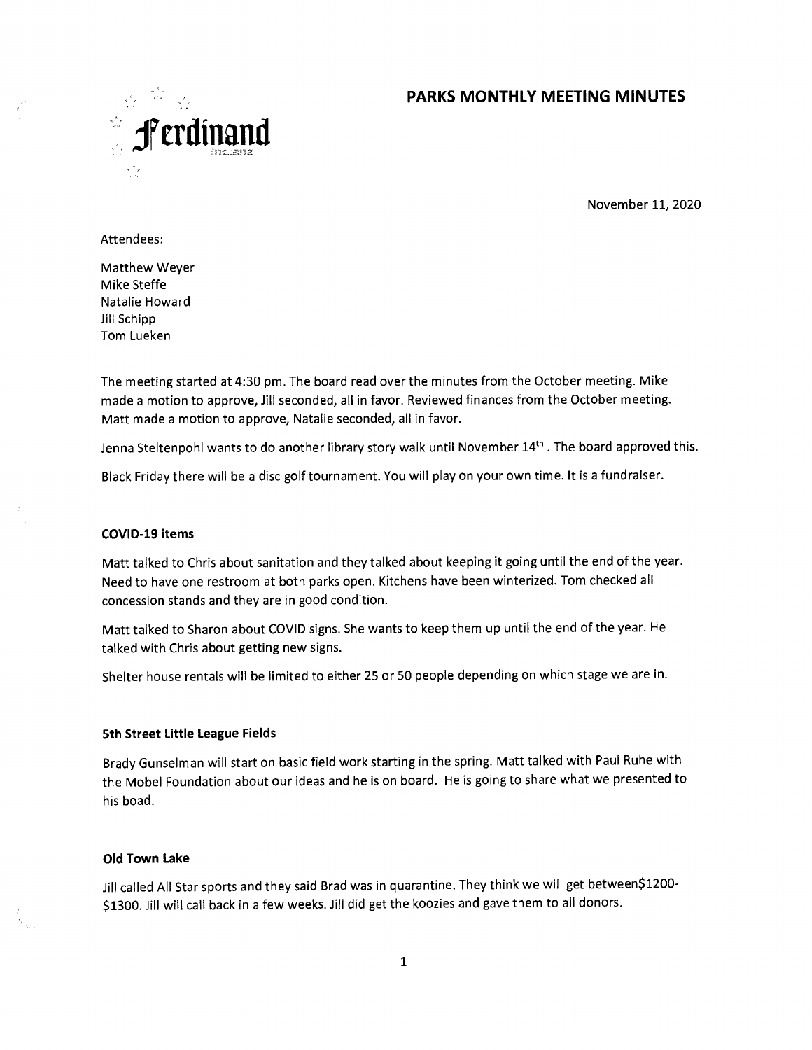# PARKS MONTHLY MEETING MINUTES

Ferdinand Indiana

November 11, 2020

Attendees:

Matthew Weyer
Mike Steffe
Natalie Howard
Jill Schipp
Tom Lueken

The meeting started at 4:30 pm. The board read over the minutes from the October meeting. Mike made a motion to approve, Jill seconded, all in favor. Reviewed finances from the October meeting. Matt made a motion to approve, Natalie seconded, all in favor.

Jenna Steltenpohl wants to do another library story walk until November 14th . The board approved this.

Black Friday there will be a disc golf tournament. You will play on your own time. It is a fundraiser.

### COVID-19 items

Matt talked to Chris about sanitation and they talked about keeping it going until the end of the year. Need to have one restroom at both parks open. Kitchens have been winterized. Tom checked all concession stands and they are in good condition.

Matt talked to Sharon about COVID signs. She wants to keep them up until the end of the year. He talked with Chris about getting new signs.

Shelter house rentals will be limited to either 25 or 50 people depending on which stage we are in.

### 5th Street Little League Fields

Brady Gunselman will start on basic field work starting in the spring. Matt talked with Paul Ruhe with the Mobel Foundation about our ideas and he is on board. He is going to share what we presented to his boad.

### Old Town Lake

Jill called All Star sports and they said Brad was in quarantine. They think we will get between$1200-$1300. Jill will call back in a few weeks. Jill did get the koozies and gave them to all donors.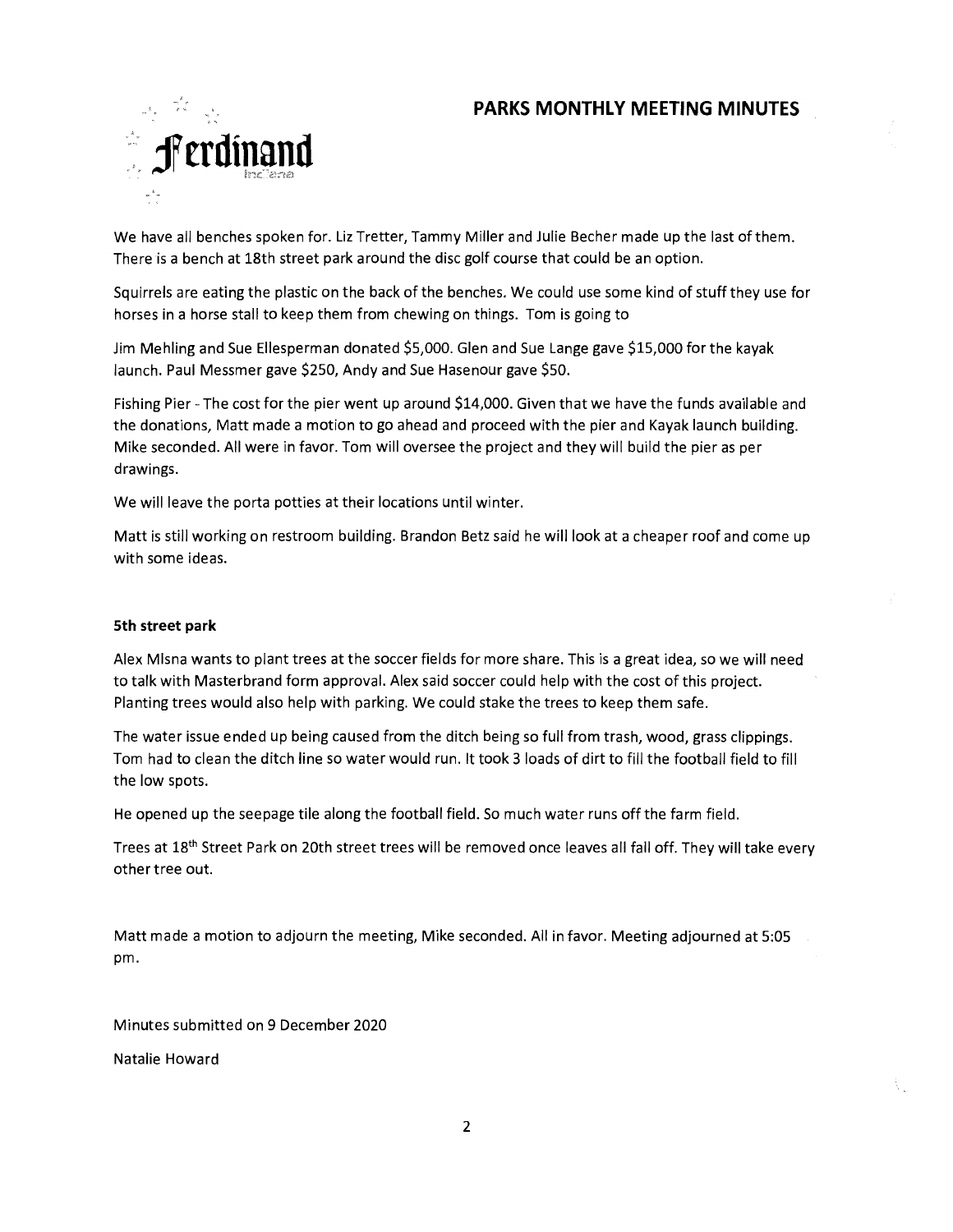# PARKS MONTHLY MEETING MINUTES

We have all benches spoken for. Liz Tretter, Tammy Miller and Julie Becher made up the last of them. There is a bench at 18th street park around the disc golf course that could be an option.

Squirrels are eating the plastic on the back of the benches. We could use some kind of stuff they use for horses in a horse stall to keep them from chewing on things. Tom is going to

Jim Mehling and Sue Ellesperman donated $5,000. Glen and Sue Lange gave $15,000 for the kayak launch. Paul Messmer gave $250, Andy and Sue Hasenour gave $50.

Fishing Pier - The cost for the pier went up around $14,000. Given that we have the funds available and the donations, Matt made a motion to go ahead and proceed with the pier and Kayak launch building. Mike seconded. All were in favor. Tom will oversee the project and they will build the pier as per drawings.

We will leave the porta potties at their locations until winter.

Matt is still working on restroom building. Brandon Betz said he will look at a cheaper roof and come up with some ideas.

**5th street park**

Alex Mlsna wants to plant trees at the soccer fields for more share. This is a great idea, so we will need to talk with Masterbrand form approval. Alex said soccer could help with the cost of this project. Planting trees would also help with parking. We could stake the trees to keep them safe.

The water issue ended up being caused from the ditch being so full from trash, wood, grass clippings. Tom had to clean the ditch line so water would run. It took 3 loads of dirt to fill the football field to fill the low spots.

He opened up the seepage tile along the football field. So much water runs off the farm field.

Trees at 18th Street Park on 20th street trees will be removed once leaves all fall off. They will take every other tree out.

Matt made a motion to adjourn the meeting, Mike seconded. All in favor. Meeting adjourned at 5:05 pm.

Minutes submitted on 9 December 2020

Natalie Howard